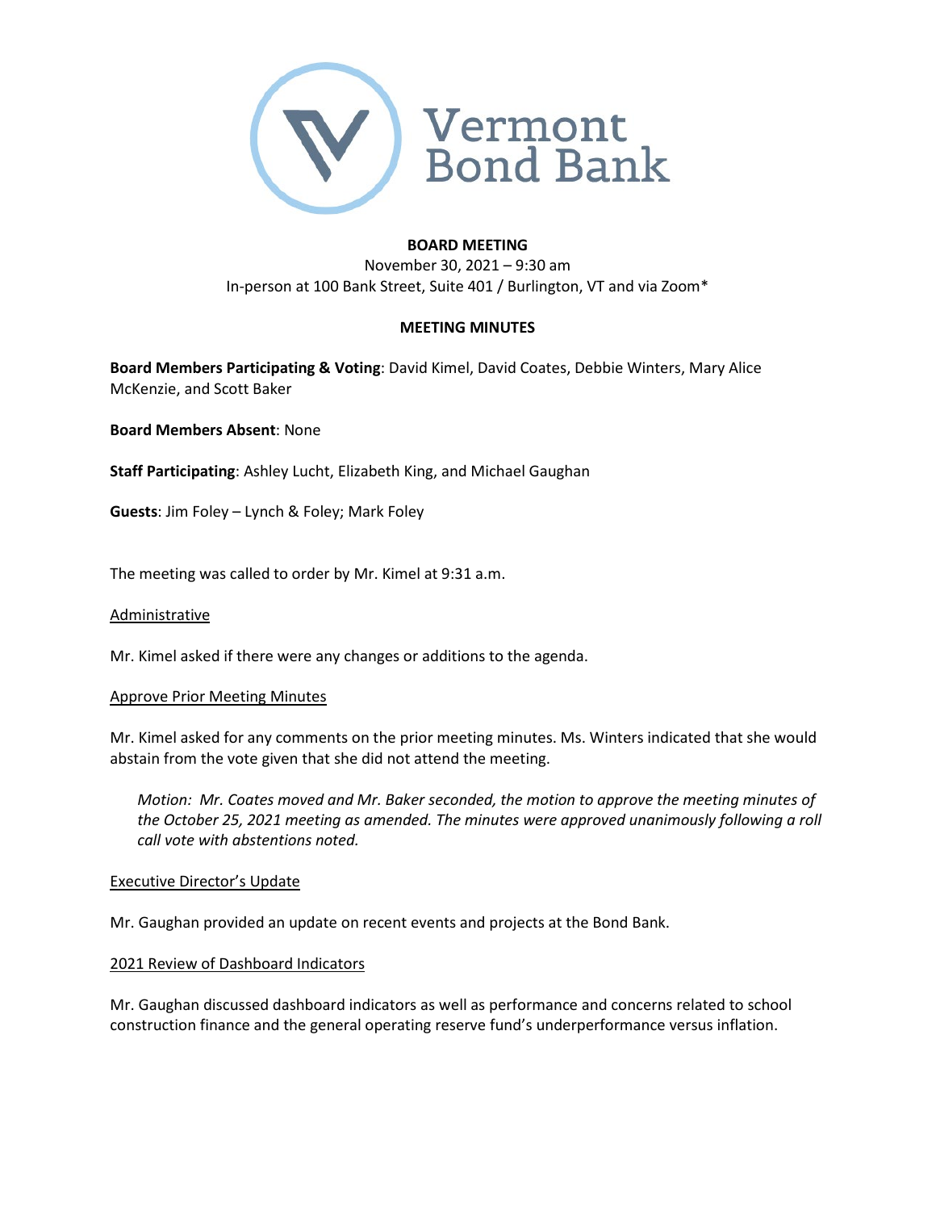Vermont Bond Bank

**BOARD MEETING**

November 30, 2021 – 9:30 am

In-person at 100 Bank Street, Suite 401 / Burlington, VT and via Zoom*

**MEETING MINUTES**

**Board Members Participating & Voting**: David Kimel, David Coates, Debbie Winters, Mary Alice McKenzie, and Scott Baker

**Board Members Absent**: None

**Staff Participating**: Ashley Lucht, Elizabeth King, and Michael Gaughan

**Guests**: Jim Foley – Lynch & Foley; Mark Foley

The meeting was called to order by Mr. Kimel at 9:31 a.m.

Administrative

Mr. Kimel asked if there were any changes or additions to the agenda.

Approve Prior Meeting Minutes

Mr. Kimel asked for any comments on the prior meeting minutes. Ms. Winters indicated that she would abstain from the vote given that she did not attend the meeting.

> *Motion: Mr. Coates moved and Mr. Baker seconded, the motion to approve the meeting minutes of the October 25, 2021 meeting as amended. The minutes were approved unanimously following a roll call vote with abstentions noted.*

Executive Director's Update

Mr. Gaughan provided an update on recent events and projects at the Bond Bank.

2021 Review of Dashboard Indicators

Mr. Gaughan discussed dashboard indicators as well as performance and concerns related to school construction finance and the general operating reserve fund's underperformance versus inflation.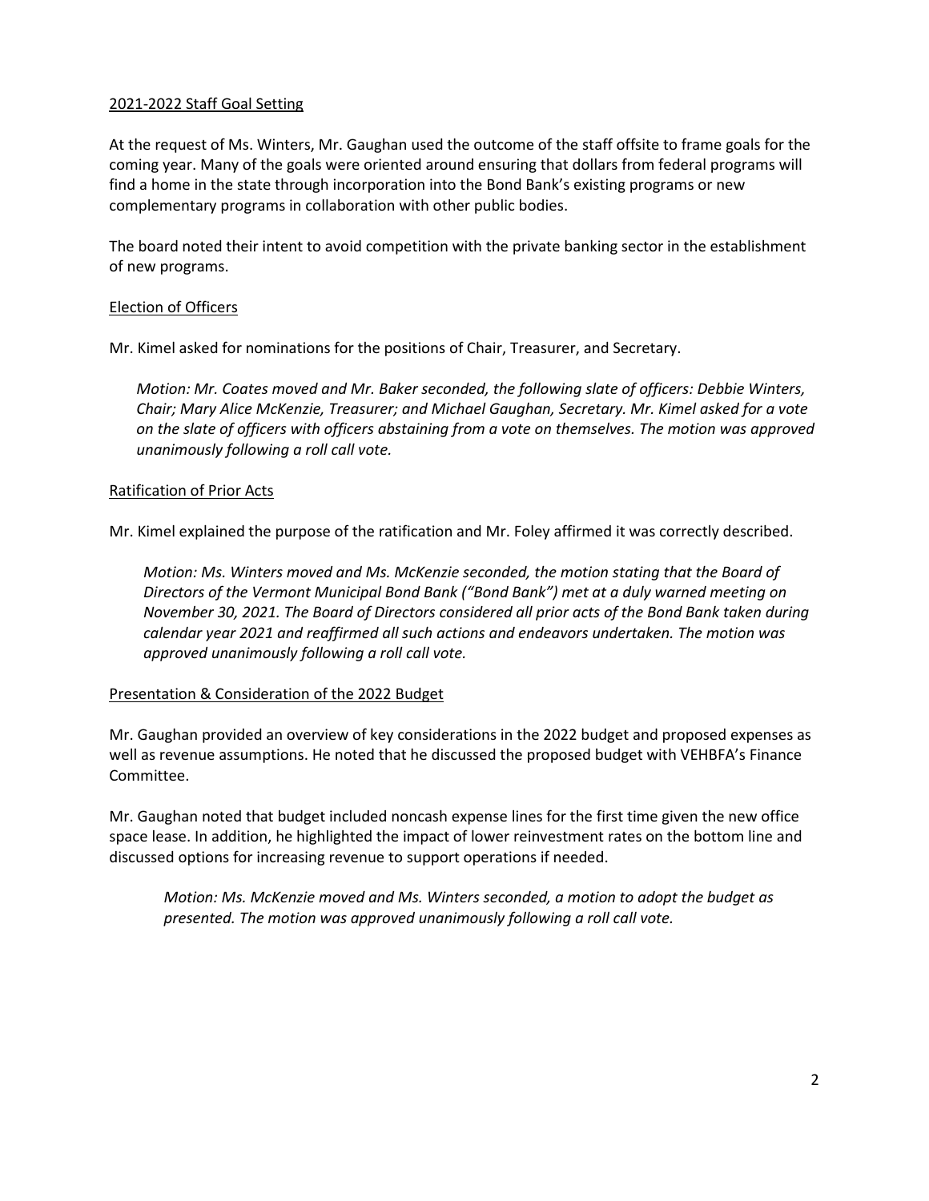2021-2022 Staff Goal Setting

At the request of Ms. Winters, Mr. Gaughan used the outcome of the staff offsite to frame goals for the coming year. Many of the goals were oriented around ensuring that dollars from federal programs will find a home in the state through incorporation into the Bond Bank's existing programs or new complementary programs in collaboration with other public bodies.

The board noted their intent to avoid competition with the private banking sector in the establishment of new programs.

Election of Officers

Mr. Kimel asked for nominations for the positions of Chair, Treasurer, and Secretary.

> *Motion: Mr. Coates moved and Mr. Baker seconded, the following slate of officers: Debbie Winters, Chair; Mary Alice McKenzie, Treasurer; and Michael Gaughan, Secretary. Mr. Kimel asked for a vote on the slate of officers with officers abstaining from a vote on themselves. The motion was approved unanimously following a roll call vote.*

Ratification of Prior Acts

Mr. Kimel explained the purpose of the ratification and Mr. Foley affirmed it was correctly described.

> *Motion: Ms. Winters moved and Ms. McKenzie seconded, the motion stating that the Board of Directors of the Vermont Municipal Bond Bank ("Bond Bank") met at a duly warned meeting on November 30, 2021. The Board of Directors considered all prior acts of the Bond Bank taken during calendar year 2021 and reaffirmed all such actions and endeavors undertaken. The motion was approved unanimously following a roll call vote.*

Presentation & Consideration of the 2022 Budget

Mr. Gaughan provided an overview of key considerations in the 2022 budget and proposed expenses as well as revenue assumptions. He noted that he discussed the proposed budget with VEHBFA's Finance Committee.

Mr. Gaughan noted that budget included noncash expense lines for the first time given the new office space lease. In addition, he highlighted the impact of lower reinvestment rates on the bottom line and discussed options for increasing revenue to support operations if needed.

> *Motion: Ms. McKenzie moved and Ms. Winters seconded, a motion to adopt the budget as presented. The motion was approved unanimously following a roll call vote.*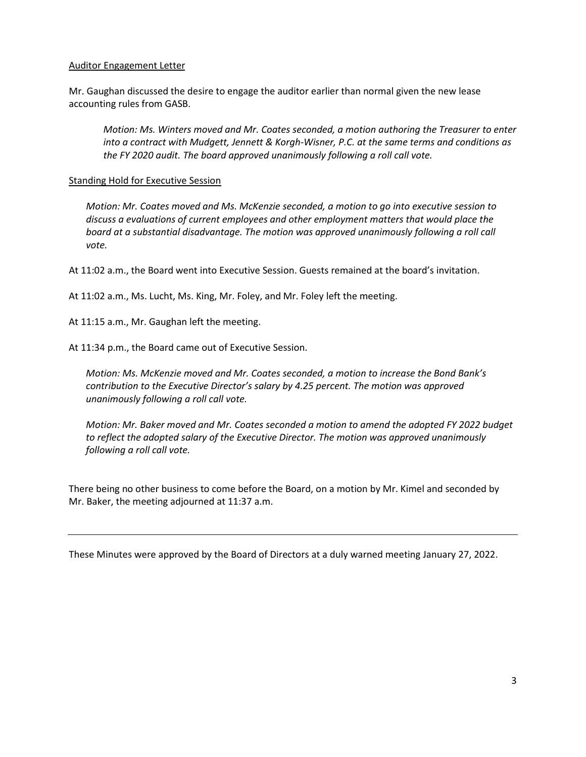<u>Auditor Engagement Letter</u>

Mr. Gaughan discussed the desire to engage the auditor earlier than normal given the new lease accounting rules from GASB.

> *Motion: Ms. Winters moved and Mr. Coates seconded, a motion authoring the Treasurer to enter into a contract with Mudgett, Jennett & Korgh-Wisner, P.C. at the same terms and conditions as the FY 2020 audit. The board approved unanimously following a roll call vote.*

<u>Standing Hold for Executive Session</u>

> *Motion: Mr. Coates moved and Ms. McKenzie seconded, a motion to go into executive session to discuss a evaluations of current employees and other employment matters that would place the board at a substantial disadvantage. The motion was approved unanimously following a roll call vote.*

At 11:02 a.m., the Board went into Executive Session. Guests remained at the board's invitation.

At 11:02 a.m., Ms. Lucht, Ms. King, Mr. Foley, and Mr. Foley left the meeting.

At 11:15 a.m., Mr. Gaughan left the meeting.

At 11:34 p.m., the Board came out of Executive Session.

> *Motion: Ms. McKenzie moved and Mr. Coates seconded, a motion to increase the Bond Bank's contribution to the Executive Director's salary by 4.25 percent. The motion was approved unanimously following a roll call vote.*
>
> *Motion: Mr. Baker moved and Mr. Coates seconded a motion to amend the adopted FY 2022 budget to reflect the adopted salary of the Executive Director. The motion was approved unanimously following a roll call vote.*

There being no other business to come before the Board, on a motion by Mr. Kimel and seconded by Mr. Baker, the meeting adjourned at 11:37 a.m.

---

These Minutes were approved by the Board of Directors at a duly warned meeting January 27, 2022.